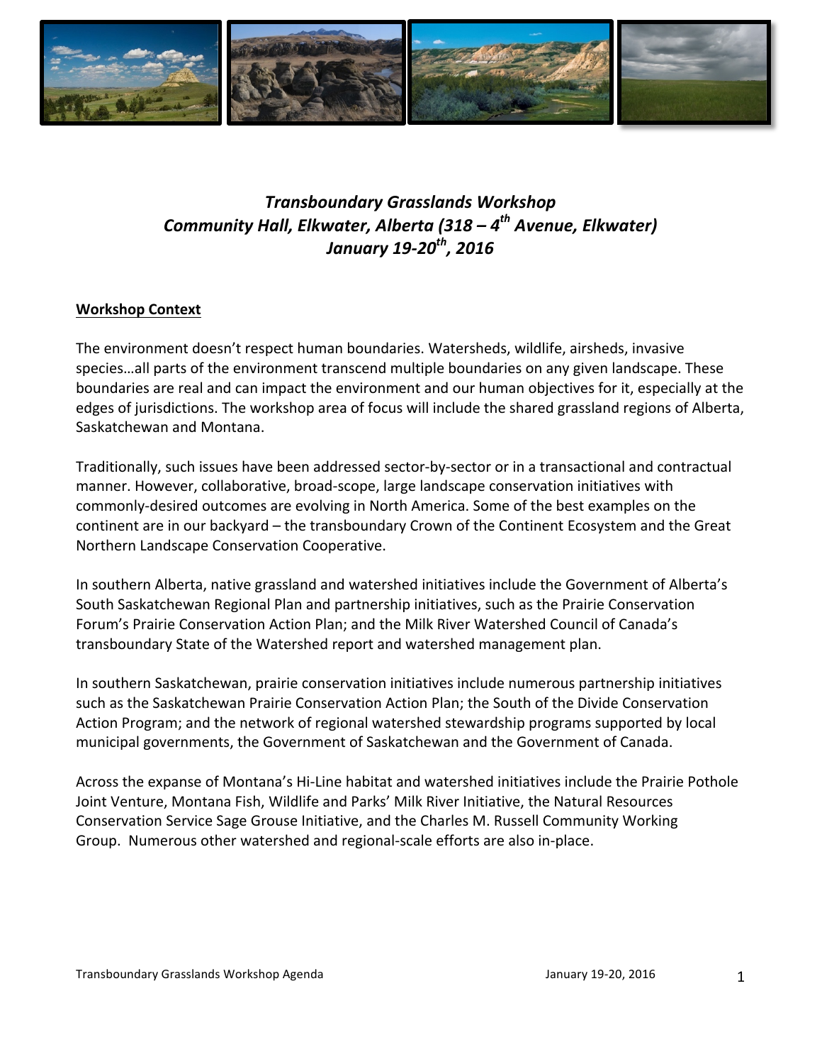# *Transboundary Grasslands Workshop*
## *Community Hall, Elkwater, Alberta (318 – 4th Avenue, Elkwater)*
## *January 19-20th, 2016*

**Workshop Context**

The environment doesn't respect human boundaries. Watersheds, wildlife, airsheds, invasive species…all parts of the environment transcend multiple boundaries on any given landscape. These boundaries are real and can impact the environment and our human objectives for it, especially at the edges of jurisdictions. The workshop area of focus will include the shared grassland regions of Alberta, Saskatchewan and Montana.

Traditionally, such issues have been addressed sector-by-sector or in a transactional and contractual manner. However, collaborative, broad-scope, large landscape conservation initiatives with commonly-desired outcomes are evolving in North America. Some of the best examples on the continent are in our backyard – the transboundary Crown of the Continent Ecosystem and the Great Northern Landscape Conservation Cooperative.

In southern Alberta, native grassland and watershed initiatives include the Government of Alberta's South Saskatchewan Regional Plan and partnership initiatives, such as the Prairie Conservation Forum's Prairie Conservation Action Plan; and the Milk River Watershed Council of Canada's transboundary State of the Watershed report and watershed management plan.

In southern Saskatchewan, prairie conservation initiatives include numerous partnership initiatives such as the Saskatchewan Prairie Conservation Action Plan; the South of the Divide Conservation Action Program; and the network of regional watershed stewardship programs supported by local municipal governments, the Government of Saskatchewan and the Government of Canada.

Across the expanse of Montana's Hi-Line habitat and watershed initiatives include the Prairie Pothole Joint Venture, Montana Fish, Wildlife and Parks' Milk River Initiative, the Natural Resources Conservation Service Sage Grouse Initiative, and the Charles M. Russell Community Working Group. Numerous other watershed and regional-scale efforts are also in-place.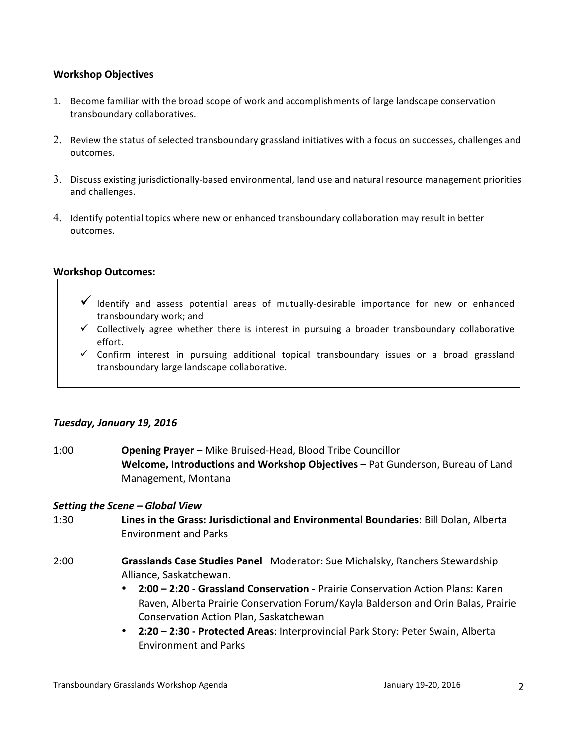## Workshop Objectives

1. Become familiar with the broad scope of work and accomplishments of large landscape conservation transboundary collaboratives.
2. Review the status of selected transboundary grassland initiatives with a focus on successes, challenges and outcomes.
3. Discuss existing jurisdictionally-based environmental, land use and natural resource management priorities and challenges.
4. Identify potential topics where new or enhanced transboundary collaboration may result in better outcomes.

## Workshop Outcomes:

- ✓ Identify and assess potential areas of mutually-desirable importance for new or enhanced transboundary work; and
- ✓ Collectively agree whether there is interest in pursuing a broader transboundary collaborative effort.
- ✓ Confirm interest in pursuing additional topical transboundary issues or a broad grassland transboundary large landscape collaborative.

### *Tuesday, January 19, 2016*

1:00 **Opening Prayer** – Mike Bruised-Head, Blood Tribe Councillor
**Welcome, Introductions and Workshop Objectives** – Pat Gunderson, Bureau of Land Management, Montana

### *Setting the Scene – Global View*

1:30 **Lines in the Grass: Jurisdictional and Environmental Boundaries**: Bill Dolan, Alberta Environment and Parks

2:00 **Grasslands Case Studies Panel** Moderator: Sue Michalsky, Ranchers Stewardship Alliance, Saskatchewan.

- **2:00 – 2:20 - Grassland Conservation** - Prairie Conservation Action Plans: Karen Raven, Alberta Prairie Conservation Forum/Kayla Balderson and Orin Balas, Prairie Conservation Action Plan, Saskatchewan
- **2:20 – 2:30 - Protected Areas**: Interprovincial Park Story: Peter Swain, Alberta Environment and Parks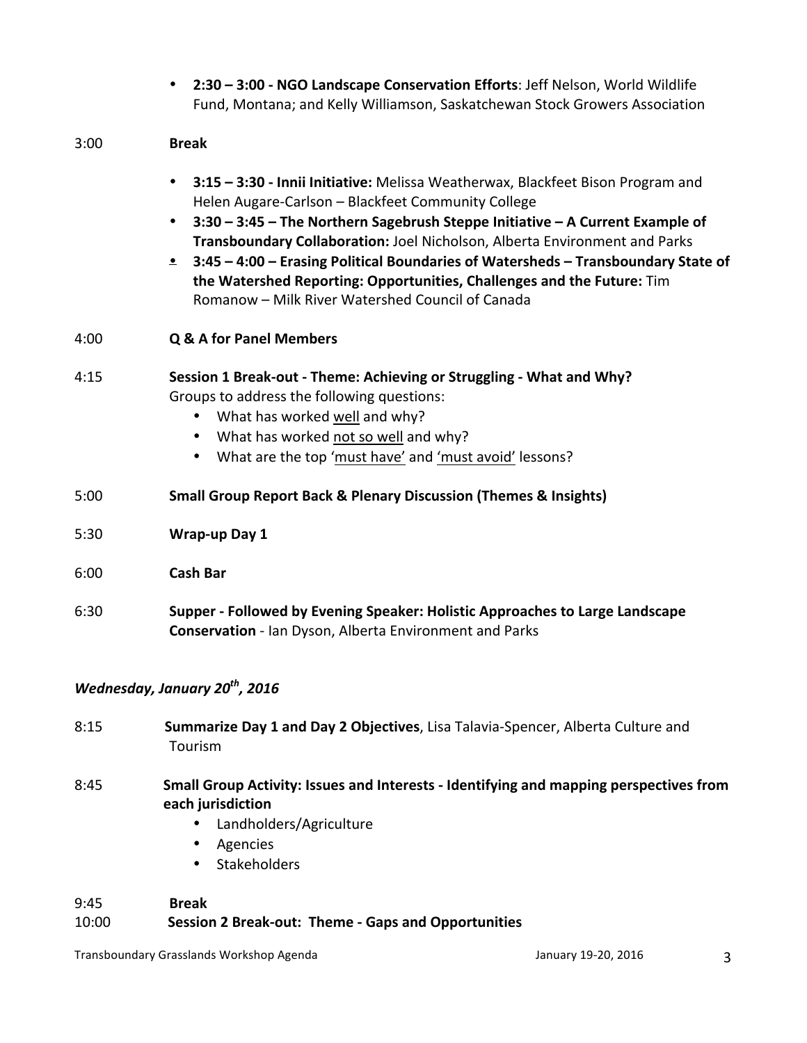- **2:30 – 3:00 - NGO Landscape Conservation Efforts**: Jeff Nelson, World Wildlife Fund, Montana; and Kelly Williamson, Saskatchewan Stock Growers Association

3:00 **Break**

- **3:15 – 3:30 - Innii Initiative:** Melissa Weatherwax, Blackfeet Bison Program and Helen Augare-Carlson – Blackfeet Community College
- **3:30 – 3:45 – The Northern Sagebrush Steppe Initiative – A Current Example of Transboundary Collaboration:** Joel Nicholson, Alberta Environment and Parks
- **3:45 – 4:00 – Erasing Political Boundaries of Watersheds – Transboundary State of the Watershed Reporting: Opportunities, Challenges and the Future:** Tim Romanow – Milk River Watershed Council of Canada

4:00 **Q & A for Panel Members**

4:15 **Session 1 Break-out - Theme: Achieving or Struggling - What and Why?**
Groups to address the following questions:

- What has worked well and why?
- What has worked not so well and why?
- What are the top 'must have' and 'must avoid' lessons?

5:00 **Small Group Report Back & Plenary Discussion (Themes & Insights)**

5:30 **Wrap-up Day 1**

6:00 **Cash Bar**

6:30 **Supper - Followed by Evening Speaker: Holistic Approaches to Large Landscape Conservation** - Ian Dyson, Alberta Environment and Parks

***Wednesday, January 20th, 2016***

8:15 **Summarize Day 1 and Day 2 Objectives**, Lisa Talavia-Spencer, Alberta Culture and Tourism

8:45 **Small Group Activity: Issues and Interests - Identifying and mapping perspectives from each jurisdiction**

- Landholders/Agriculture
- Agencies
- Stakeholders

9:45 **Break**

10:00 **Session 2 Break-out: Theme - Gaps and Opportunities**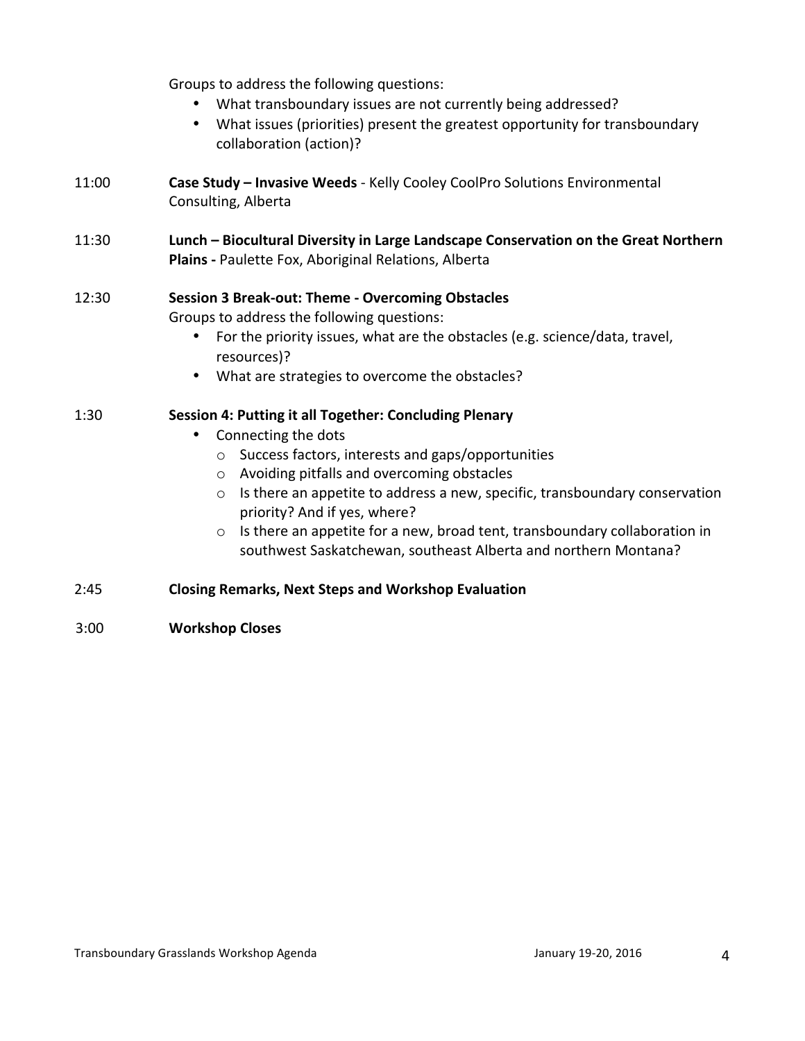Groups to address the following questions:

- What transboundary issues are not currently being addressed?
- What issues (priorities) present the greatest opportunity for transboundary collaboration (action)?

11:00 **Case Study – Invasive Weeds** - Kelly Cooley CoolPro Solutions Environmental Consulting, Alberta

11:30 **Lunch – Biocultural Diversity in Large Landscape Conservation on the Great Northern Plains -** Paulette Fox, Aboriginal Relations, Alberta

12:30 **Session 3 Break-out: Theme - Overcoming Obstacles**

Groups to address the following questions:

- For the priority issues, what are the obstacles (e.g. science/data, travel, resources)?
- What are strategies to overcome the obstacles?

1:30 **Session 4: Putting it all Together: Concluding Plenary**

- Connecting the dots
  - Success factors, interests and gaps/opportunities
  - Avoiding pitfalls and overcoming obstacles
  - Is there an appetite to address a new, specific, transboundary conservation priority? And if yes, where?
  - Is there an appetite for a new, broad tent, transboundary collaboration in southwest Saskatchewan, southeast Alberta and northern Montana?

2:45 **Closing Remarks, Next Steps and Workshop Evaluation**

3:00 **Workshop Closes**